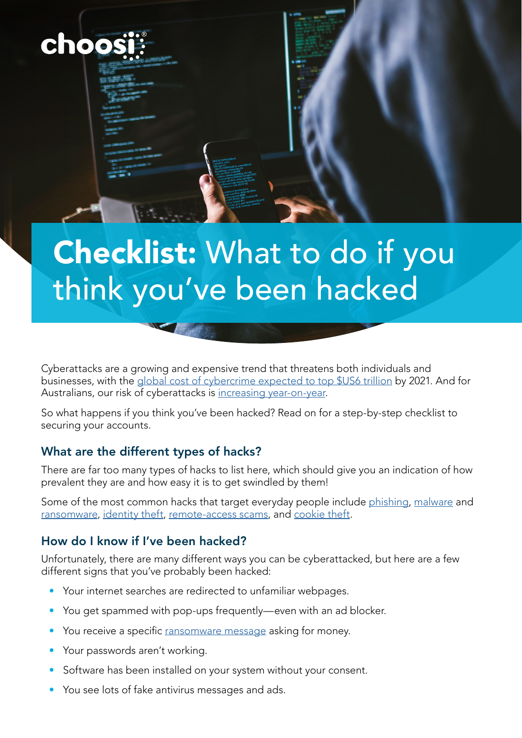choosi®

# **Checklist:** What to do if you think you've been hacked

Cyberattacks are a growing and expensive trend that threatens both individuals and businesses, with the global cost of cybercrime expected to top $US6 trillion by 2021. And for Australians, our risk of cyberattacks is increasing year-on-year.

So what happens if you think you've been hacked? Read on for a step-by-step checklist to securing your accounts.

## What are the different types of hacks?

There are far too many types of hacks to list here, which should give you an indication of how prevalent they are and how easy it is to get swindled by them!

Some of the most common hacks that target everyday people include phishing, malware and ransomware, identity theft, remote-access scams, and cookie theft.

## How do I know if I've been hacked?

Unfortunately, there are many different ways you can be cyberattacked, but here are a few different signs that you've probably been hacked:

- Your internet searches are redirected to unfamiliar webpages.
- You get spammed with pop-ups frequently—even with an ad blocker.
- You receive a specific ransomware message asking for money.
- Your passwords aren't working.
- Software has been installed on your system without your consent.
- You see lots of fake antivirus messages and ads.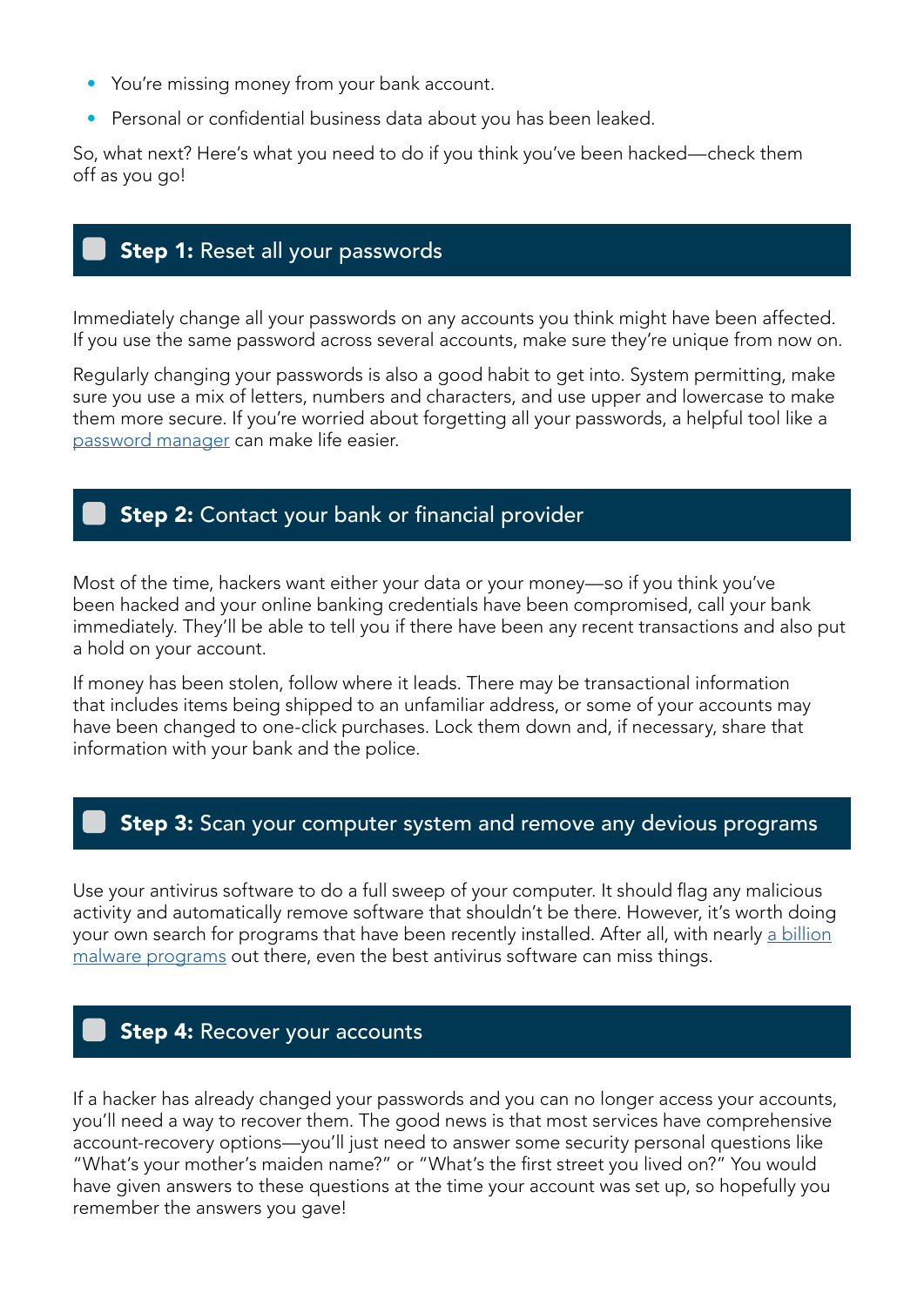- You're missing money from your bank account.
- Personal or confidential business data about you has been leaked.

So, what next? Here's what you need to do if you think you've been hacked—check them off as you go!

## ☐ **Step 1:** Reset all your passwords

Immediately change all your passwords on any accounts you think might have been affected. If you use the same password across several accounts, make sure they're unique from now on.

Regularly changing your passwords is also a good habit to get into. System permitting, make sure you use a mix of letters, numbers and characters, and use upper and lowercase to make them more secure. If you're worried about forgetting all your passwords, a helpful tool like a password manager can make life easier.

## ☐ **Step 2:** Contact your bank or financial provider

Most of the time, hackers want either your data or your money—so if you think you've been hacked and your online banking credentials have been compromised, call your bank immediately. They'll be able to tell you if there have been any recent transactions and also put a hold on your account.

If money has been stolen, follow where it leads. There may be transactional information that includes items being shipped to an unfamiliar address, or some of your accounts may have been changed to one-click purchases. Lock them down and, if necessary, share that information with your bank and the police.

## ☐ **Step 3:** Scan your computer system and remove any devious programs

Use your antivirus software to do a full sweep of your computer. It should flag any malicious activity and automatically remove software that shouldn't be there. However, it's worth doing your own search for programs that have been recently installed. After all, with nearly a billion malware programs out there, even the best antivirus software can miss things.

## ☐ **Step 4:** Recover your accounts

If a hacker has already changed your passwords and you can no longer access your accounts, you'll need a way to recover them. The good news is that most services have comprehensive account-recovery options—you'll just need to answer some security personal questions like "What's your mother's maiden name?" or "What's the first street you lived on?" You would have given answers to these questions at the time your account was set up, so hopefully you remember the answers you gave!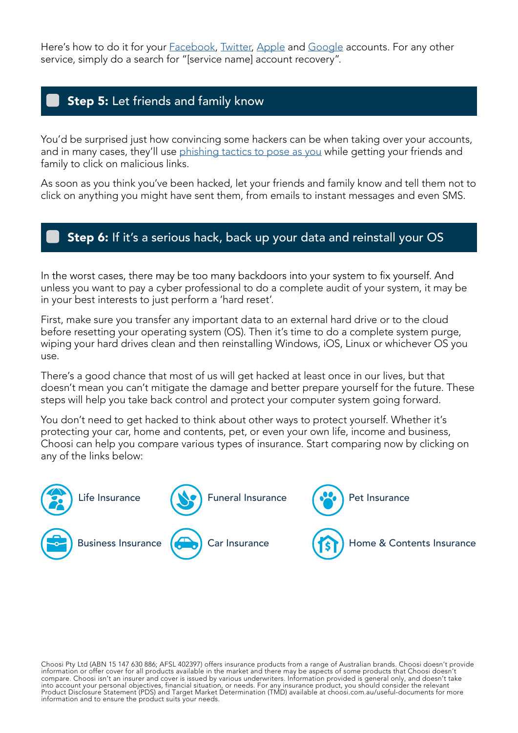Here's how to do it for your Facebook, Twitter, Apple and Google accounts. For any other service, simply do a search for "[service name] account recovery".

## Step 5: Let friends and family know

You'd be surprised just how convincing some hackers can be when taking over your accounts, and in many cases, they'll use phishing tactics to pose as you while getting your friends and family to click on malicious links.

As soon as you think you've been hacked, let your friends and family know and tell them not to click on anything you might have sent them, from emails to instant messages and even SMS.

## Step 6: If it's a serious hack, back up your data and reinstall your OS

In the worst cases, there may be too many backdoors into your system to fix yourself. And unless you want to pay a cyber professional to do a complete audit of your system, it may be in your best interests to just perform a 'hard reset'.

First, make sure you transfer any important data to an external hard drive or to the cloud before resetting your operating system (OS). Then it's time to do a complete system purge, wiping your hard drives clean and then reinstalling Windows, iOS, Linux or whichever OS you use.

There's a good chance that most of us will get hacked at least once in our lives, but that doesn't mean you can't mitigate the damage and better prepare yourself for the future. These steps will help you take back control and protect your computer system going forward.

You don't need to get hacked to think about other ways to protect yourself. Whether it's protecting your car, home and contents, pet, or even your own life, income and business, Choosi can help you compare various types of insurance. Start comparing now by clicking on any of the links below:

- Life Insurance
- Funeral Insurance
- Pet Insurance
- Business Insurance
- Car Insurance
- Home & Contents Insurance

Choosi Pty Ltd (ABN 15 147 630 886; AFSL 402397) offers insurance products from a range of Australian brands. Choosi doesn't provide information or offer cover for all products available in the market and there may be aspects of some products that Choosi doesn't compare. Choosi isn't an insurer and cover is issued by various underwriters. Information provided is general only, and doesn't take into account your personal objectives, financial situation, or needs. For any insurance product, you should consider the relevant Product Disclosure Statement (PDS) and Target Market Determination (TMD) available at choosi.com.au/useful-documents for more information and to ensure the product suits your needs.